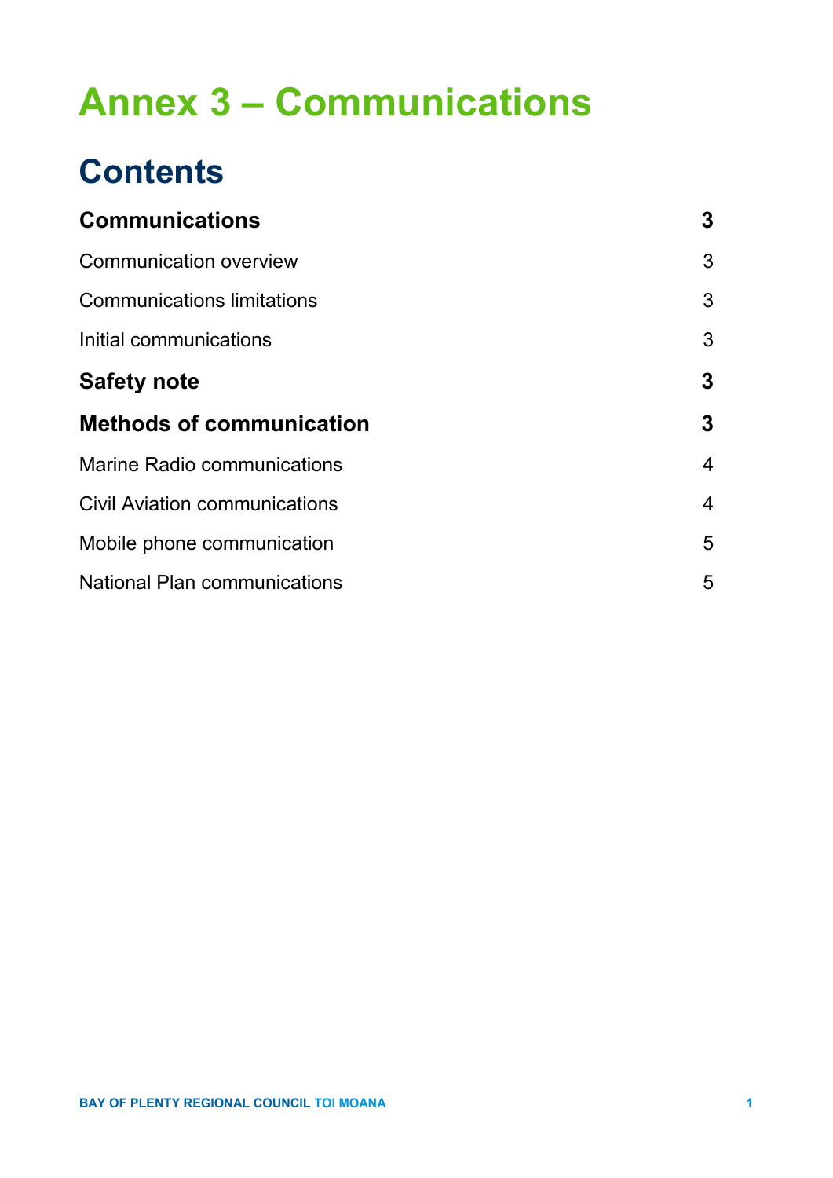# Annex 3 – Communications

## Contents

| | |
|---|---|
| **Communications** | **3** |
| Communication overview | 3 |
| Communications limitations | 3 |
| Initial communications | 3 |
| **Safety note** | **3** |
| **Methods of communication** | **3** |
| Marine Radio communications | 4 |
| Civil Aviation communications | 4 |
| Mobile phone communication | 5 |
| National Plan communications | 5 |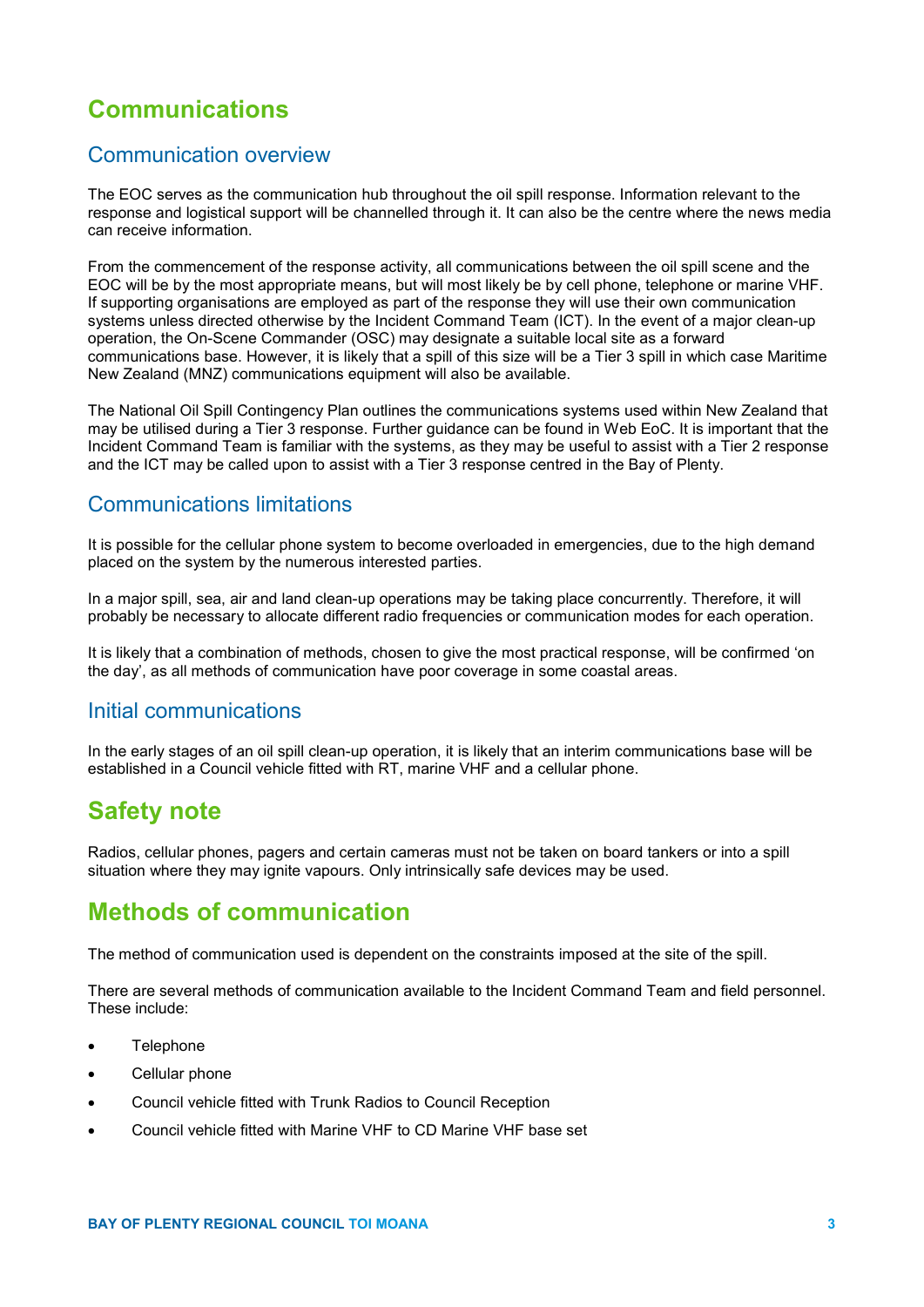# Communications

## Communication overview

The EOC serves as the communication hub throughout the oil spill response. Information relevant to the response and logistical support will be channelled through it. It can also be the centre where the news media can receive information.

From the commencement of the response activity, all communications between the oil spill scene and the EOC will be by the most appropriate means, but will most likely be by cell phone, telephone or marine VHF. If supporting organisations are employed as part of the response they will use their own communication systems unless directed otherwise by the Incident Command Team (ICT). In the event of a major clean-up operation, the On-Scene Commander (OSC) may designate a suitable local site as a forward communications base. However, it is likely that a spill of this size will be a Tier 3 spill in which case Maritime New Zealand (MNZ) communications equipment will also be available.

The National Oil Spill Contingency Plan outlines the communications systems used within New Zealand that may be utilised during a Tier 3 response. Further guidance can be found in Web EoC. It is important that the Incident Command Team is familiar with the systems, as they may be useful to assist with a Tier 2 response and the ICT may be called upon to assist with a Tier 3 response centred in the Bay of Plenty.

## Communications limitations

It is possible for the cellular phone system to become overloaded in emergencies, due to the high demand placed on the system by the numerous interested parties.

In a major spill, sea, air and land clean-up operations may be taking place concurrently. Therefore, it will probably be necessary to allocate different radio frequencies or communication modes for each operation.

It is likely that a combination of methods, chosen to give the most practical response, will be confirmed 'on the day', as all methods of communication have poor coverage in some coastal areas.

## Initial communications

In the early stages of an oil spill clean-up operation, it is likely that an interim communications base will be established in a Council vehicle fitted with RT, marine VHF and a cellular phone.

# Safety note

Radios, cellular phones, pagers and certain cameras must not be taken on board tankers or into a spill situation where they may ignite vapours. Only intrinsically safe devices may be used.

# Methods of communication

The method of communication used is dependent on the constraints imposed at the site of the spill.

There are several methods of communication available to the Incident Command Team and field personnel. These include:

- Telephone
- Cellular phone
- Council vehicle fitted with Trunk Radios to Council Reception
- Council vehicle fitted with Marine VHF to CD Marine VHF base set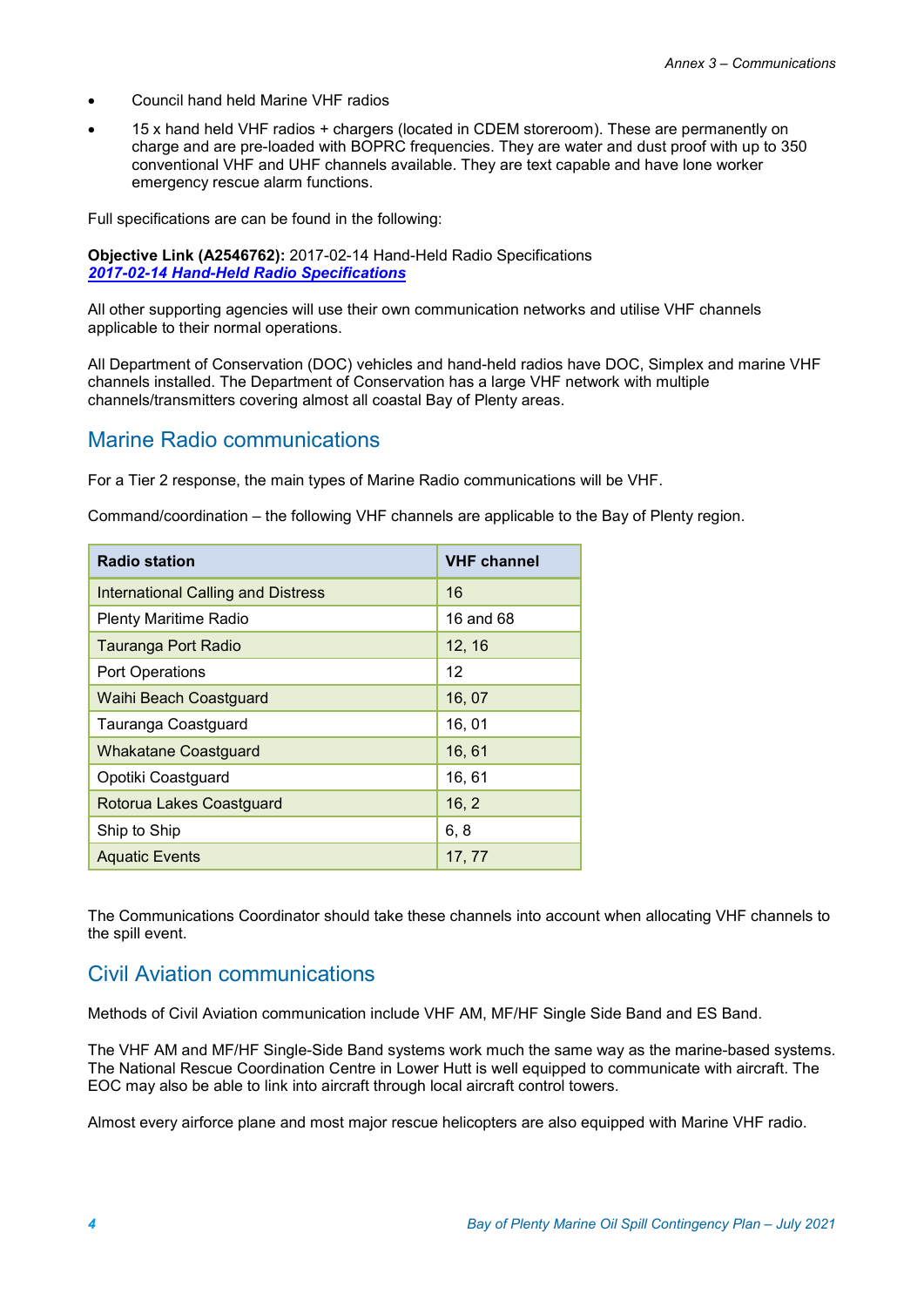- Council hand held Marine VHF radios
- 15 x hand held VHF radios + chargers (located in CDEM storeroom). These are permanently on charge and are pre-loaded with BOPRC frequencies. They are water and dust proof with up to 350 conventional VHF and UHF channels available. They are text capable and have lone worker emergency rescue alarm functions.

Full specifications are can be found in the following:

**Objective Link (A2546762):** 2017-02-14 Hand-Held Radio Specifications
***2017-02-14 Hand-Held Radio Specifications***

All other supporting agencies will use their own communication networks and utilise VHF channels applicable to their normal operations.

All Department of Conservation (DOC) vehicles and hand-held radios have DOC, Simplex and marine VHF channels installed. The Department of Conservation has a large VHF network with multiple channels/transmitters covering almost all coastal Bay of Plenty areas.

## Marine Radio communications

For a Tier 2 response, the main types of Marine Radio communications will be VHF.

Command/coordination – the following VHF channels are applicable to the Bay of Plenty region.

| Radio station | VHF channel |
|---|---|
| International Calling and Distress | 16 |
| Plenty Maritime Radio | 16 and 68 |
| Tauranga Port Radio | 12, 16 |
| Port Operations | 12 |
| Waihi Beach Coastguard | 16, 07 |
| Tauranga Coastguard | 16, 01 |
| Whakatane Coastguard | 16, 61 |
| Opotiki Coastguard | 16, 61 |
| Rotorua Lakes Coastguard | 16, 2 |
| Ship to Ship | 6, 8 |
| Aquatic Events | 17, 77 |

The Communications Coordinator should take these channels into account when allocating VHF channels to the spill event.

## Civil Aviation communications

Methods of Civil Aviation communication include VHF AM, MF/HF Single Side Band and ES Band.

The VHF AM and MF/HF Single-Side Band systems work much the same way as the marine-based systems. The National Rescue Coordination Centre in Lower Hutt is well equipped to communicate with aircraft. The EOC may also be able to link into aircraft through local aircraft control towers.

Almost every airforce plane and most major rescue helicopters are also equipped with Marine VHF radio.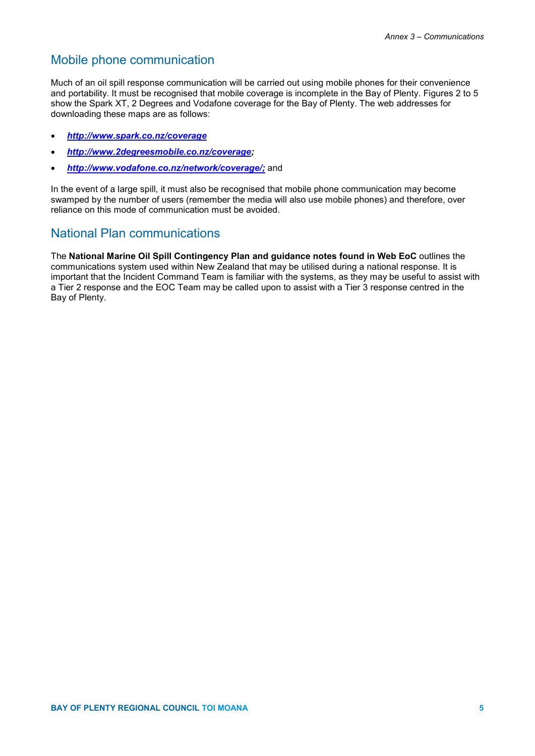## Mobile phone communication

Much of an oil spill response communication will be carried out using mobile phones for their convenience and portability. It must be recognised that mobile coverage is incomplete in the Bay of Plenty. Figures 2 to 5 show the Spark XT, 2 Degrees and Vodafone coverage for the Bay of Plenty. The web addresses for downloading these maps are as follows:

- ***http://www.spark.co.nz/coverage***
- ***http://www.2degreesmobile.co.nz/coverage;***
- ***http://www.vodafone.co.nz/network/coverage/;*** and

In the event of a large spill, it must also be recognised that mobile phone communication may become swamped by the number of users (remember the media will also use mobile phones) and therefore, over reliance on this mode of communication must be avoided.

## National Plan communications

The **National Marine Oil Spill Contingency Plan and guidance notes found in Web EoC** outlines the communications system used within New Zealand that may be utilised during a national response. It is important that the Incident Command Team is familiar with the systems, as they may be useful to assist with a Tier 2 response and the EOC Team may be called upon to assist with a Tier 3 response centred in the Bay of Plenty.